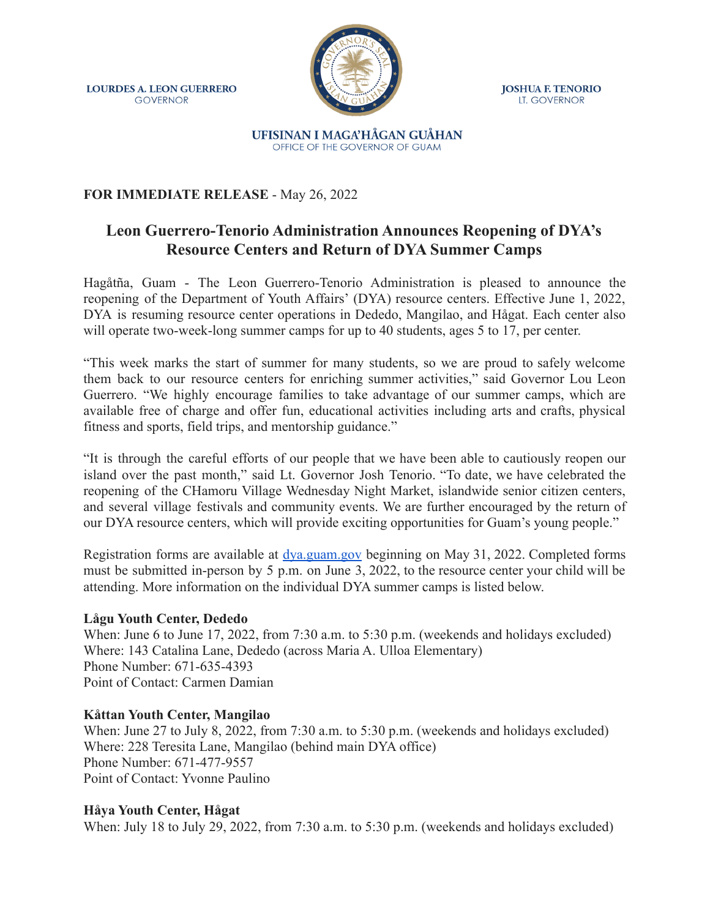**LOURDES A. LEON GUERRERO**
GOVERNOR

**JOSHUA F. TENORIO**
LT. GOVERNOR

**UFISINAN I MAGA'HÅGAN GUÅHAN**
OFFICE OF THE GOVERNOR OF GUAM

**FOR IMMEDIATE RELEASE** - May 26, 2022

# Leon Guerrero-Tenorio Administration Announces Reopening of DYA's Resource Centers and Return of DYA Summer Camps

Hagåtña, Guam - The Leon Guerrero-Tenorio Administration is pleased to announce the reopening of the Department of Youth Affairs' (DYA) resource centers. Effective June 1, 2022, DYA is resuming resource center operations in Dededo, Mangilao, and Hågat. Each center also will operate two-week-long summer camps for up to 40 students, ages 5 to 17, per center.

"This week marks the start of summer for many students, so we are proud to safely welcome them back to our resource centers for enriching summer activities," said Governor Lou Leon Guerrero. "We highly encourage families to take advantage of our summer camps, which are available free of charge and offer fun, educational activities including arts and crafts, physical fitness and sports, field trips, and mentorship guidance."

"It is through the careful efforts of our people that we have been able to cautiously reopen our island over the past month," said Lt. Governor Josh Tenorio. "To date, we have celebrated the reopening of the CHamoru Village Wednesday Night Market, islandwide senior citizen centers, and several village festivals and community events. We are further encouraged by the return of our DYA resource centers, which will provide exciting opportunities for Guam's young people."

Registration forms are available at [dya.guam.gov](dya.guam.gov) beginning on May 31, 2022. Completed forms must be submitted in-person by 5 p.m. on June 3, 2022, to the resource center your child will be attending. More information on the individual DYA summer camps is listed below.

**Lågu Youth Center, Dededo**
When: June 6 to June 17, 2022, from 7:30 a.m. to 5:30 p.m. (weekends and holidays excluded)
Where: 143 Catalina Lane, Dededo (across Maria A. Ulloa Elementary)
Phone Number: 671-635-4393
Point of Contact: Carmen Damian

**Kåttan Youth Center, Mangilao**
When: June 27 to July 8, 2022, from 7:30 a.m. to 5:30 p.m. (weekends and holidays excluded)
Where: 228 Teresita Lane, Mangilao (behind main DYA office)
Phone Number: 671-477-9557
Point of Contact: Yvonne Paulino

**Håya Youth Center, Hågat**
When: July 18 to July 29, 2022, from 7:30 a.m. to 5:30 p.m. (weekends and holidays excluded)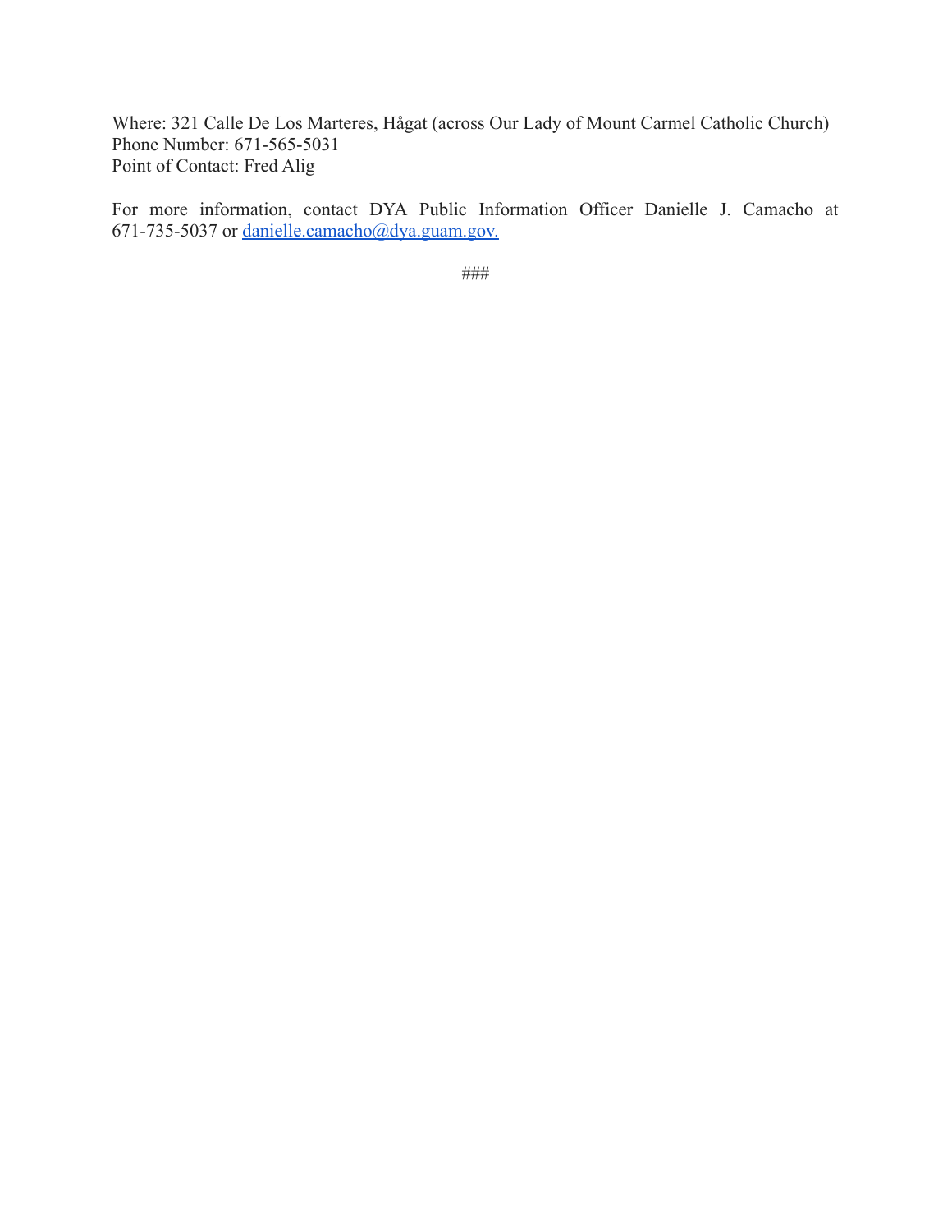Where: 321 Calle De Los Marteres, Hågat (across Our Lady of Mount Carmel Catholic Church)
Phone Number: 671-565-5031
Point of Contact: Fred Alig

For more information, contact DYA Public Information Officer Danielle J. Camacho at 671-735-5037 or [danielle.camacho@dya.guam.gov.](mailto:danielle.camacho@dya.guam.gov)

###